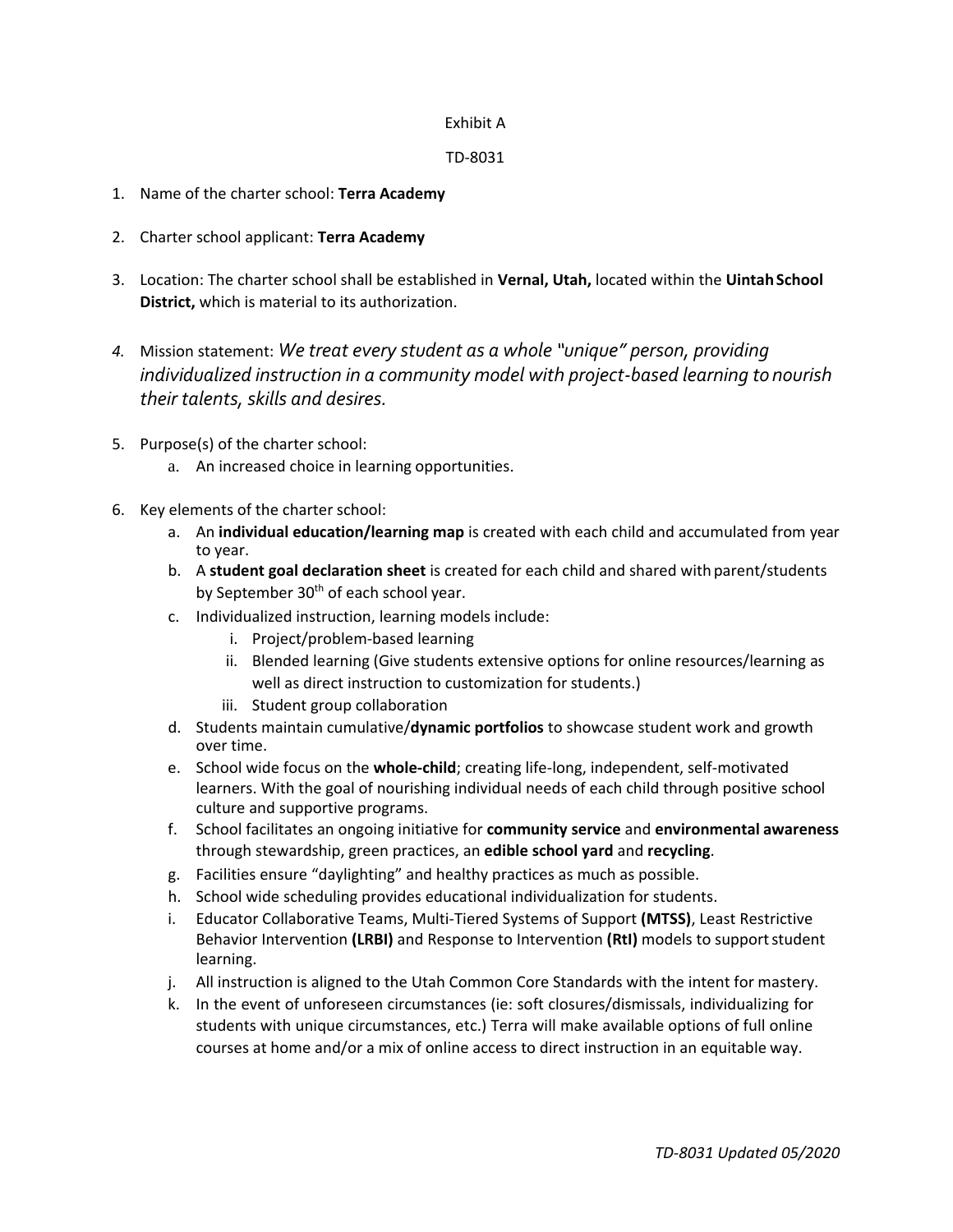Exhibit A

TD-8031

1. Name of the charter school: **Terra Academy**

2. Charter school applicant: **Terra Academy**

3. Location: The charter school shall be established in **Vernal, Utah,** located within the **Uintah School District,** which is material to its authorization.

4. Mission statement: *We treat every student as a whole "unique" person, providing individualized instruction in a community model with project-based learning to nourish their talents, skills and desires.*

5. Purpose(s) of the charter school:
   a. An increased choice in learning opportunities.

6. Key elements of the charter school:
   a. An **individual education/learning map** is created with each child and accumulated from year to year.
   b. A **student goal declaration sheet** is created for each child and shared with parent/students by September 30th of each school year.
   c. Individualized instruction, learning models include:
      i. Project/problem-based learning
      ii. Blended learning (Give students extensive options for online resources/learning as well as direct instruction to customization for students.)
      iii. Student group collaboration
   d. Students maintain cumulative/**dynamic portfolios** to showcase student work and growth over time.
   e. School wide focus on the **whole-child**; creating life-long, independent, self-motivated learners. With the goal of nourishing individual needs of each child through positive school culture and supportive programs.
   f. School facilitates an ongoing initiative for **community service** and **environmental awareness** through stewardship, green practices, an **edible school yard** and **recycling**.
   g. Facilities ensure "daylighting" and healthy practices as much as possible.
   h. School wide scheduling provides educational individualization for students.
   i. Educator Collaborative Teams, Multi-Tiered Systems of Support **(MTSS)**, Least Restrictive Behavior Intervention **(LRBI)** and Response to Intervention **(RtI)** models to support student learning.
   j. All instruction is aligned to the Utah Common Core Standards with the intent for mastery.
   k. In the event of unforeseen circumstances (ie: soft closures/dismissals, individualizing for students with unique circumstances, etc.) Terra will make available options of full online courses at home and/or a mix of online access to direct instruction in an equitable way.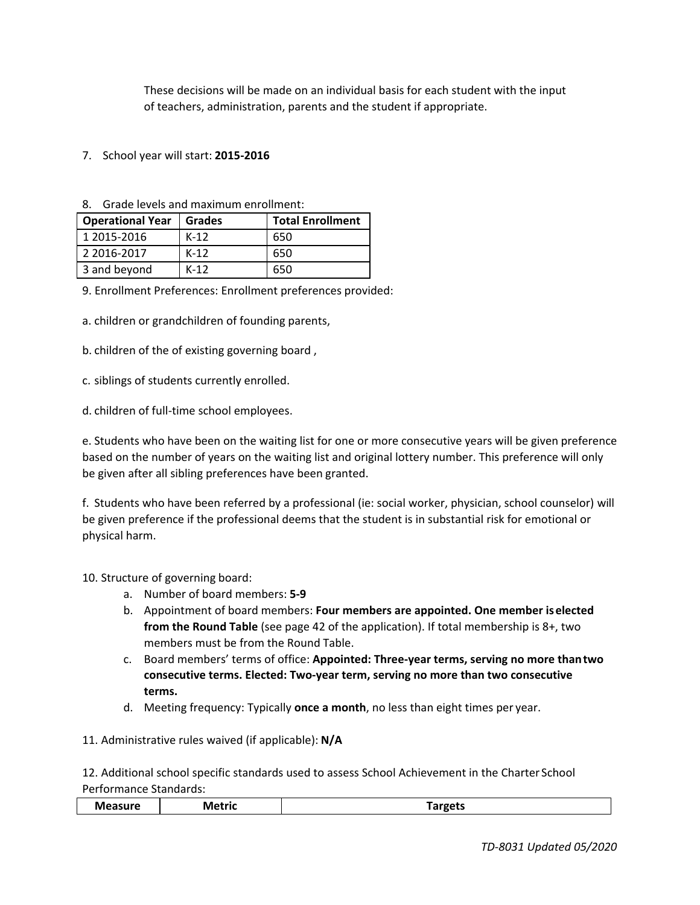These decisions will be made on an individual basis for each student with the input of teachers, administration, parents and the student if appropriate.

7. School year will start: **2015-2016**

8. Grade levels and maximum enrollment:

| Operational Year | Grades | Total Enrollment |
|---|---|---|
| 1 2015-2016 | K-12 | 650 |
| 2 2016-2017 | K-12 | 650 |
| 3 and beyond | K-12 | 650 |

9. Enrollment Preferences: Enrollment preferences provided:

a. children or grandchildren of founding parents,

b. children of the of existing governing board ,

c. siblings of students currently enrolled.

d. children of full-time school employees.

e. Students who have been on the waiting list for one or more consecutive years will be given preference based on the number of years on the waiting list and original lottery number. This preference will only be given after all sibling preferences have been granted.

f. Students who have been referred by a professional (ie: social worker, physician, school counselor) will be given preference if the professional deems that the student is in substantial risk for emotional or physical harm.

10. Structure of governing board:

a. Number of board members: **5-9**
b. Appointment of board members: **Four members are appointed. One member is elected from the Round Table** (see page 42 of the application). If total membership is 8+, two members must be from the Round Table.
c. Board members' terms of office: **Appointed: Three-year terms, serving no more than two consecutive terms. Elected: Two-year term, serving no more than two consecutive terms.**
d. Meeting frequency: Typically **once a month**, no less than eight times per year.

11. Administrative rules waived (if applicable): **N/A**

12. Additional school specific standards used to assess School Achievement in the Charter School Performance Standards:

| Measure | Metric | Targets |
|---|---|---|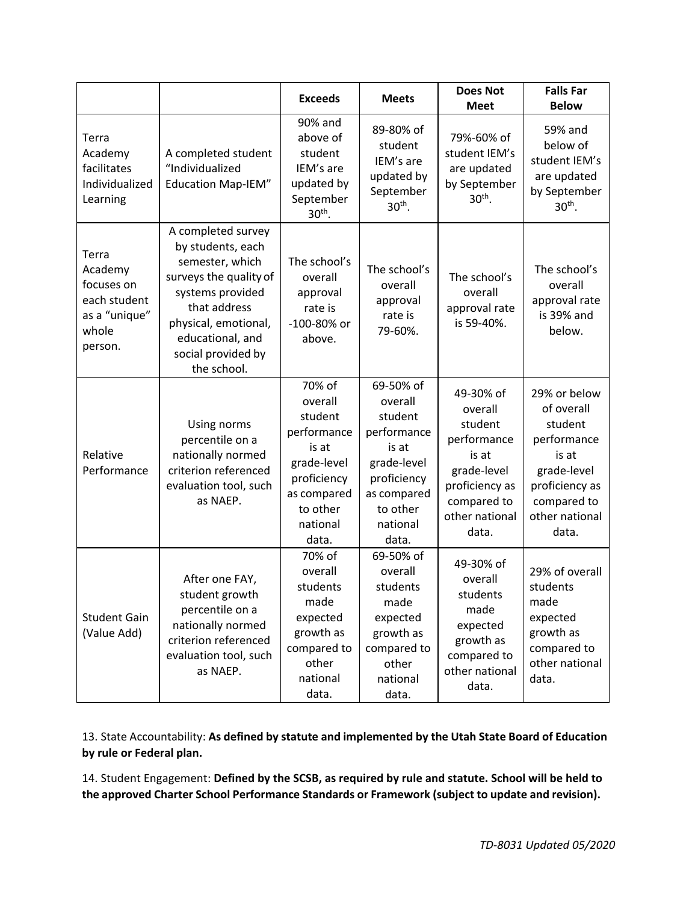| | | Exceeds | Meets | Does Not Meet | Falls Far Below |
|---|---|---|---|---|---|
| Terra Academy facilitates Individualized Learning | A completed student "Individualized Education Map-IEM" | 90% and above of student IEM's are updated by September 30th. | 89-80% of student IEM's are updated by September 30th. | 79%-60% of student IEM's are updated by September 30th. | 59% and below of student IEM's are updated by September 30th. |
| Terra Academy focuses on each student as a "unique" whole person. | A completed survey by students, each semester, which surveys the quality of systems provided that address physical, emotional, educational, and social provided by the school. | The school's overall approval rate is -100-80% or above. | The school's overall approval rate is 79-60%. | The school's overall approval rate is 59-40%. | The school's overall approval rate is 39% and below. |
| Relative Performance | Using norms percentile on a nationally normed criterion referenced evaluation tool, such as NAEP. | 70% of overall student performance is at grade-level proficiency as compared to other national data. | 69-50% of overall student performance is at grade-level proficiency as compared to other national data. | 49-30% of overall student performance is at grade-level proficiency as compared to other national data. | 29% or below of overall student performance is at grade-level proficiency as compared to other national data. |
| Student Gain (Value Add) | After one FAY, student growth percentile on a nationally normed criterion referenced evaluation tool, such as NAEP. | 70% of overall students made expected growth as compared to other national data. | 69-50% of overall students made expected growth as compared to other national data. | 49-30% of overall students made expected growth as compared to other national data. | 29% of overall students made expected growth as compared to other national data. |

13. State Accountability: **As defined by statute and implemented by the Utah State Board of Education by rule or Federal plan.**

14. Student Engagement: **Defined by the SCSB, as required by rule and statute. School will be held to the approved Charter School Performance Standards or Framework (subject to update and revision).**

*TD-8031 Updated 05/2020*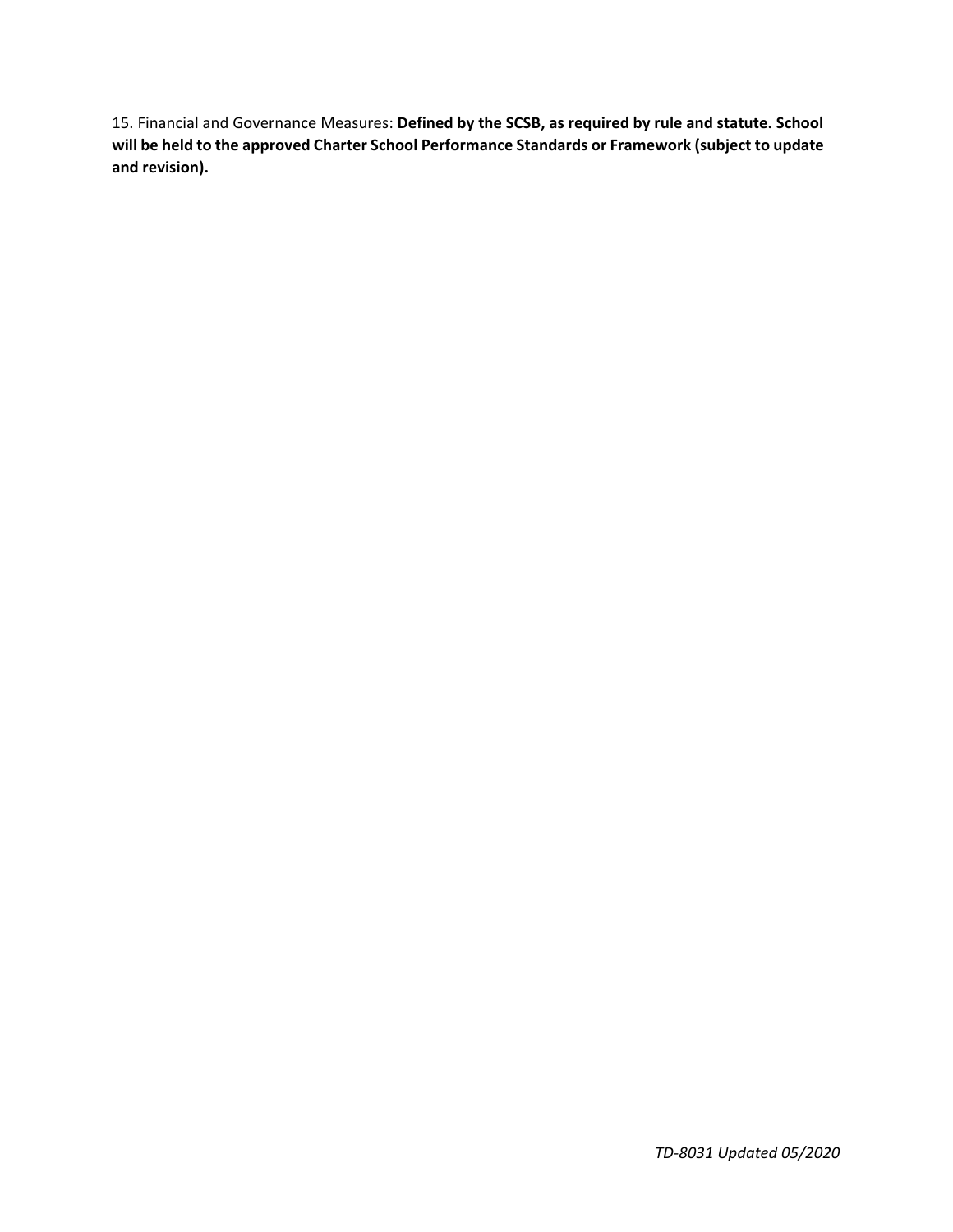15. Financial and Governance Measures: **Defined by the SCSB, as required by rule and statute. School will be held to the approved Charter School Performance Standards or Framework (subject to update and revision).**